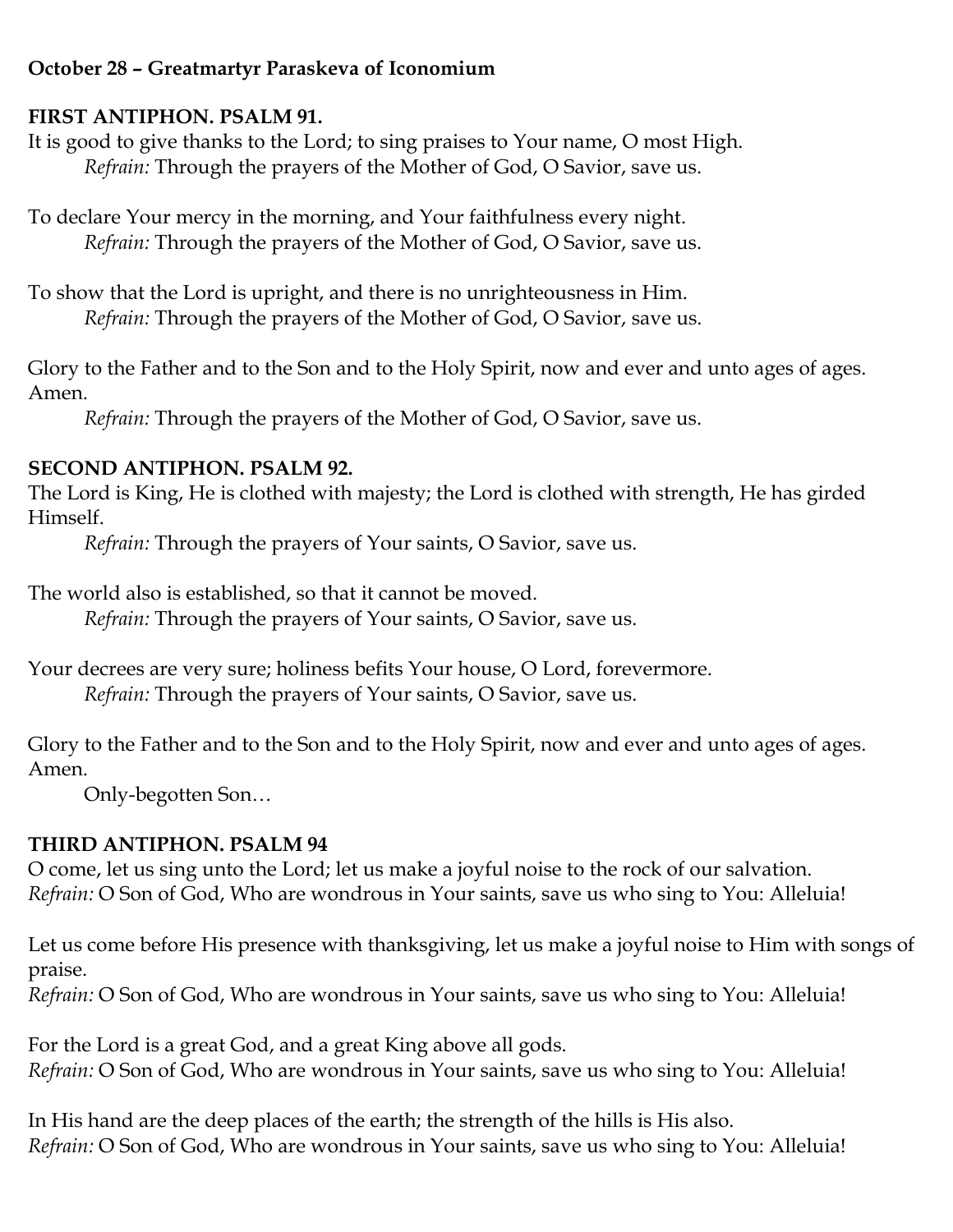**October 28 – Greatmartyr Paraskeva of Iconomium**

**FIRST ANTIPHON. PSALM 91.**

It is good to give thanks to the Lord; to sing praises to Your name, O most High.

*Refrain:* Through the prayers of the Mother of God, O Savior, save us.

To declare Your mercy in the morning, and Your faithfulness every night.

*Refrain:* Through the prayers of the Mother of God, O Savior, save us.

To show that the Lord is upright, and there is no unrighteousness in Him.

*Refrain:* Through the prayers of the Mother of God, O Savior, save us.

Glory to the Father and to the Son and to the Holy Spirit, now and ever and unto ages of ages. Amen.

*Refrain:* Through the prayers of the Mother of God, O Savior, save us.

**SECOND ANTIPHON. PSALM 92.**

The Lord is King, He is clothed with majesty; the Lord is clothed with strength, He has girded Himself.

*Refrain:* Through the prayers of Your saints, O Savior, save us.

The world also is established, so that it cannot be moved.

*Refrain:* Through the prayers of Your saints, O Savior, save us.

Your decrees are very sure; holiness befits Your house, O Lord, forevermore.

*Refrain:* Through the prayers of Your saints, O Savior, save us.

Glory to the Father and to the Son and to the Holy Spirit, now and ever and unto ages of ages. Amen.

Only-begotten Son…

**THIRD ANTIPHON. PSALM 94**

O come, let us sing unto the Lord; let us make a joyful noise to the rock of our salvation.

*Refrain:* O Son of God, Who are wondrous in Your saints, save us who sing to You: Alleluia!

Let us come before His presence with thanksgiving, let us make a joyful noise to Him with songs of praise.

*Refrain:* O Son of God, Who are wondrous in Your saints, save us who sing to You: Alleluia!

For the Lord is a great God, and a great King above all gods.

*Refrain:* O Son of God, Who are wondrous in Your saints, save us who sing to You: Alleluia!

In His hand are the deep places of the earth; the strength of the hills is His also.

*Refrain:* O Son of God, Who are wondrous in Your saints, save us who sing to You: Alleluia!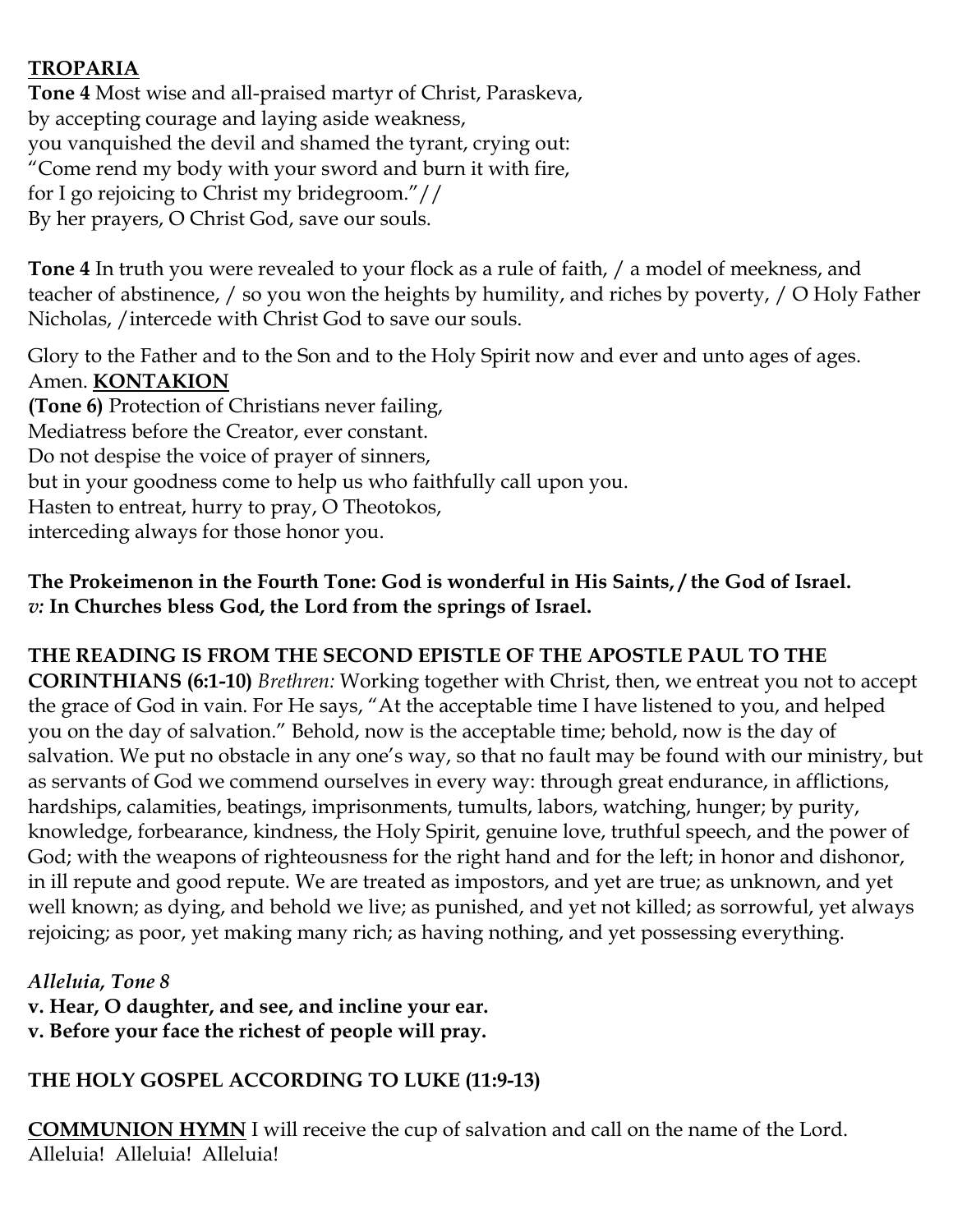**TROPARIA**

**Tone 4** Most wise and all-praised martyr of Christ, Paraskeva,
by accepting courage and laying aside weakness,
you vanquished the devil and shamed the tyrant, crying out:
"Come rend my body with your sword and burn it with fire,
for I go rejoicing to Christ my bridegroom."//
By her prayers, O Christ God, save our souls.

**Tone 4** In truth you were revealed to your flock as a rule of faith, / a model of meekness, and teacher of abstinence, / so you won the heights by humility, and riches by poverty, / O Holy Father Nicholas, /intercede with Christ God to save our souls.

Glory to the Father and to the Son and to the Holy Spirit now and ever and unto ages of ages. Amen. **KONTAKION**

**(Tone 6)** Protection of Christians never failing,
Mediatress before the Creator, ever constant.
Do not despise the voice of prayer of sinners,
but in your goodness come to help us who faithfully call upon you.
Hasten to entreat, hurry to pray, O Theotokos,
interceding always for those honor you.

**The Prokeimenon in the Fourth Tone: God is wonderful in His Saints, / the God of Israel.**
***v:* In Churches bless God, the Lord from the springs of Israel.**

**THE READING IS FROM THE SECOND EPISTLE OF THE APOSTLE PAUL TO THE CORINTHIANS (6:1-10)** *Brethren:* Working together with Christ, then, we entreat you not to accept the grace of God in vain. For He says, "At the acceptable time I have listened to you, and helped you on the day of salvation." Behold, now is the acceptable time; behold, now is the day of salvation. We put no obstacle in any one's way, so that no fault may be found with our ministry, but as servants of God we commend ourselves in every way: through great endurance, in afflictions, hardships, calamities, beatings, imprisonments, tumults, labors, watching, hunger; by purity, knowledge, forbearance, kindness, the Holy Spirit, genuine love, truthful speech, and the power of God; with the weapons of righteousness for the right hand and for the left; in honor and dishonor, in ill repute and good repute. We are treated as impostors, and yet are true; as unknown, and yet well known; as dying, and behold we live; as punished, and yet not killed; as sorrowful, yet always rejoicing; as poor, yet making many rich; as having nothing, and yet possessing everything.

***Alleluia, Tone 8***
**v. Hear, O daughter, and see, and incline your ear.**
**v. Before your face the richest of people will pray.**

**THE HOLY GOSPEL ACCORDING TO LUKE (11:9-13)**

**COMMUNION HYMN** I will receive the cup of salvation and call on the name of the Lord. Alleluia! Alleluia! Alleluia!